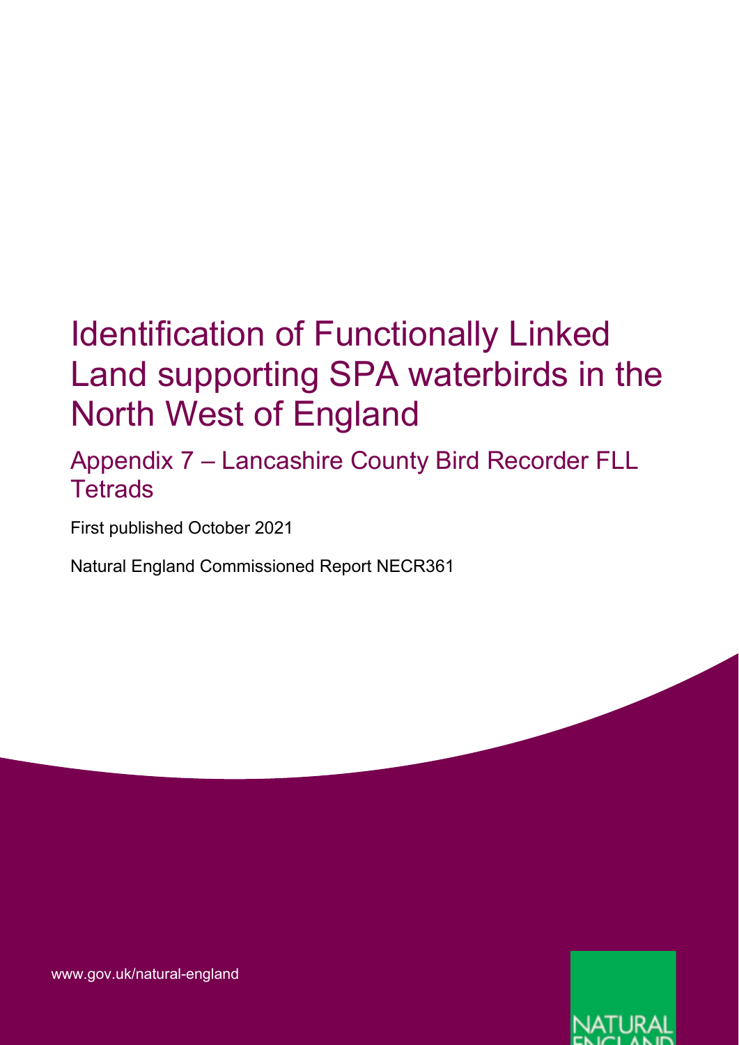# Identification of Functionally Linked Land supporting SPA waterbirds in the North West of England

## Appendix 7 – Lancashire County Bird Recorder FLL Tetrads

First published October 2021

Natural England Commissioned Report NECR361

www.gov.uk/natural-england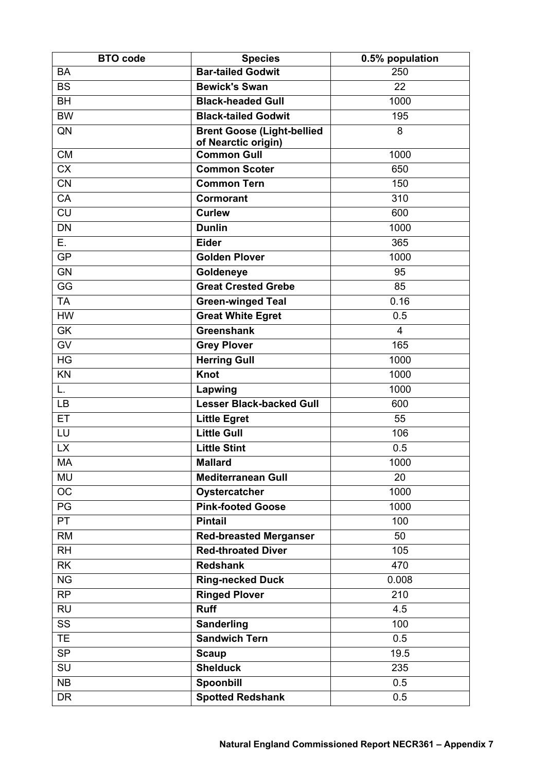| BTO code | Species | 0.5% population |
|---|---|---|
| BA | **Bar-tailed Godwit** | 250 |
| BS | **Bewick's Swan** | 22 |
| BH | **Black-headed Gull** | 1000 |
| BW | **Black-tailed Godwit** | 195 |
| QN | **Brent Goose (Light-bellied of Nearctic origin)** | 8 |
| CM | **Common Gull** | 1000 |
| CX | **Common Scoter** | 650 |
| CN | **Common Tern** | 150 |
| CA | **Cormorant** | 310 |
| CU | **Curlew** | 600 |
| DN | **Dunlin** | 1000 |
| E. | **Eider** | 365 |
| GP | **Golden Plover** | 1000 |
| GN | **Goldeneye** | 95 |
| GG | **Great Crested Grebe** | 85 |
| TA | **Green-winged Teal** | 0.16 |
| HW | **Great White Egret** | 0.5 |
| GK | **Greenshank** | 4 |
| GV | **Grey Plover** | 165 |
| HG | **Herring Gull** | 1000 |
| KN | **Knot** | 1000 |
| L. | **Lapwing** | 1000 |
| LB | **Lesser Black-backed Gull** | 600 |
| ET | **Little Egret** | 55 |
| LU | **Little Gull** | 106 |
| LX | **Little Stint** | 0.5 |
| MA | **Mallard** | 1000 |
| MU | **Mediterranean Gull** | 20 |
| OC | **Oystercatcher** | 1000 |
| PG | **Pink-footed Goose** | 1000 |
| PT | **Pintail** | 100 |
| RM | **Red-breasted Merganser** | 50 |
| RH | **Red-throated Diver** | 105 |
| RK | **Redshank** | 470 |
| NG | **Ring-necked Duck** | 0.008 |
| RP | **Ringed Plover** | 210 |
| RU | **Ruff** | 4.5 |
| SS | **Sanderling** | 100 |
| TE | **Sandwich Tern** | 0.5 |
| SP | **Scaup** | 19.5 |
| SU | **Shelduck** | 235 |
| NB | **Spoonbill** | 0.5 |
| DR | **Spotted Redshank** | 0.5 |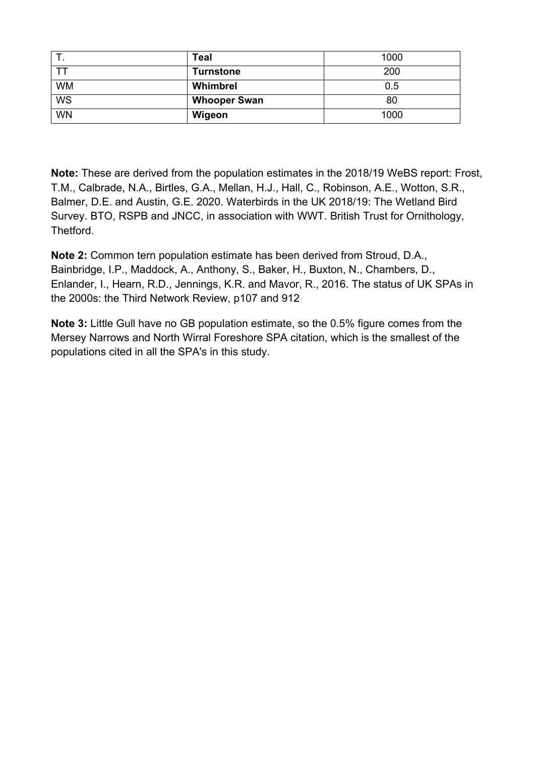| T. | **Teal** | 1000 |
|---|---|---|
| TT | **Turnstone** | 200 |
| WM | **Whimbrel** | 0.5 |
| WS | **Whooper Swan** | 80 |
| WN | **Wigeon** | 1000 |

**Note:** These are derived from the population estimates in the 2018/19 WeBS report: Frost, T.M., Calbrade, N.A., Birtles, G.A., Mellan, H.J., Hall, C., Robinson, A.E., Wotton, S.R., Balmer, D.E. and Austin, G.E. 2020. Waterbirds in the UK 2018/19: The Wetland Bird Survey. BTO, RSPB and JNCC, in association with WWT. British Trust for Ornithology, Thetford.

**Note 2:** Common tern population estimate has been derived from Stroud, D.A., Bainbridge, I.P., Maddock, A., Anthony, S., Baker, H., Buxton, N., Chambers, D., Enlander, I., Hearn, R.D., Jennings, K.R. and Mavor, R., 2016. The status of UK SPAs in the 2000s: the Third Network Review, p107 and 912

**Note 3:** Little Gull have no GB population estimate, so the 0.5% figure comes from the Mersey Narrows and North Wirral Foreshore SPA citation, which is the smallest of the populations cited in all the SPA's in this study.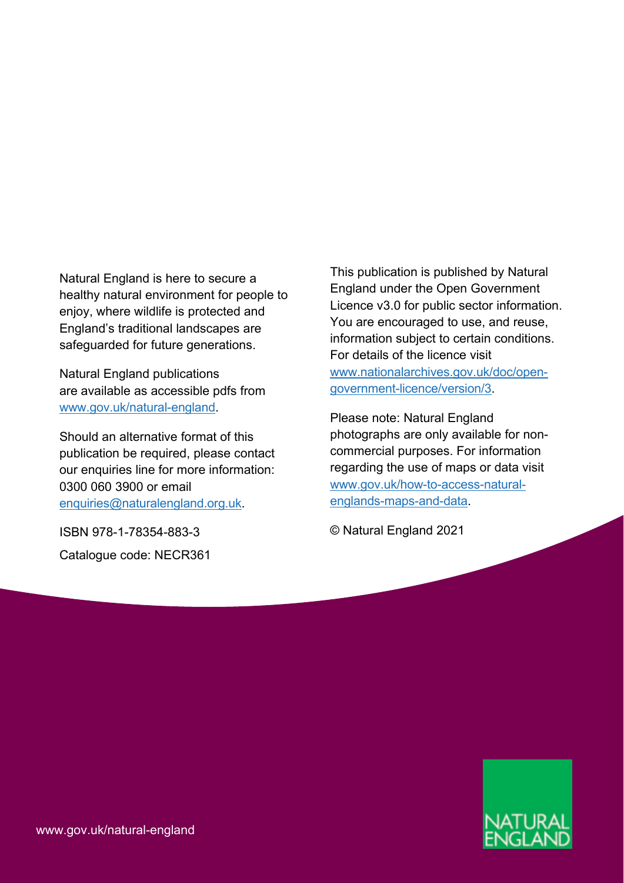Natural England is here to secure a healthy natural environment for people to enjoy, where wildlife is protected and England's traditional landscapes are safeguarded for future generations.

Natural England publications are available as accessible pdfs from www.gov.uk/natural-england.

Should an alternative format of this publication be required, please contact our enquiries line for more information: 0300 060 3900 or email enquiries@naturalengland.org.uk.

ISBN 978-1-78354-883-3

Catalogue code: NECR361

This publication is published by Natural England under the Open Government Licence v3.0 for public sector information. You are encouraged to use, and reuse, information subject to certain conditions. For details of the licence visit www.nationalarchives.gov.uk/doc/open-government-licence/version/3.

Please note: Natural England photographs are only available for non-commercial purposes. For information regarding the use of maps or data visit www.gov.uk/how-to-access-natural-englands-maps-and-data.

© Natural England 2021

www.gov.uk/natural-england

NATURAL ENGLAND